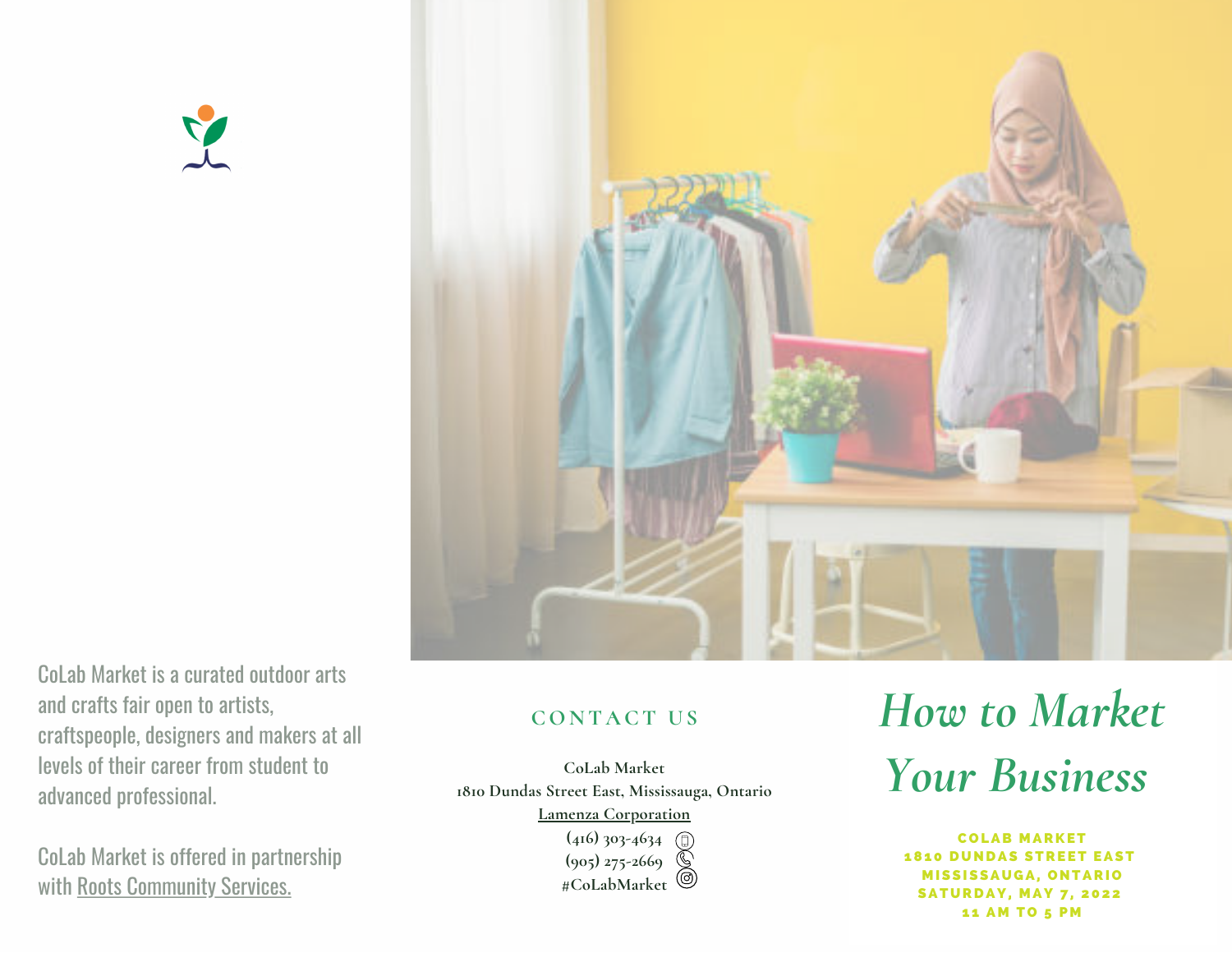CoLab Market is a curated outdoor arts and crafts fair open to artists, craftspeople, designers and makers at all levels of their career from student to advanced professional.

CoLab Market is offered in partnership with Roots Community Services.

## CONTACT US

**CoLab Market**
**1810 Dundas Street East, Mississauga, Ontario**
**Lamenza Corporation**
**(416) 303-4634**
**(905) 275-2669**
**#CoLabMarket**

# *How to Market Your Business*

**COLAB MARKET**
**1810 DUNDAS STREET EAST**
**MISSISSAUGA, ONTARIO**
**SATURDAY, MAY 7, 2022**
**11 AM TO 5 PM**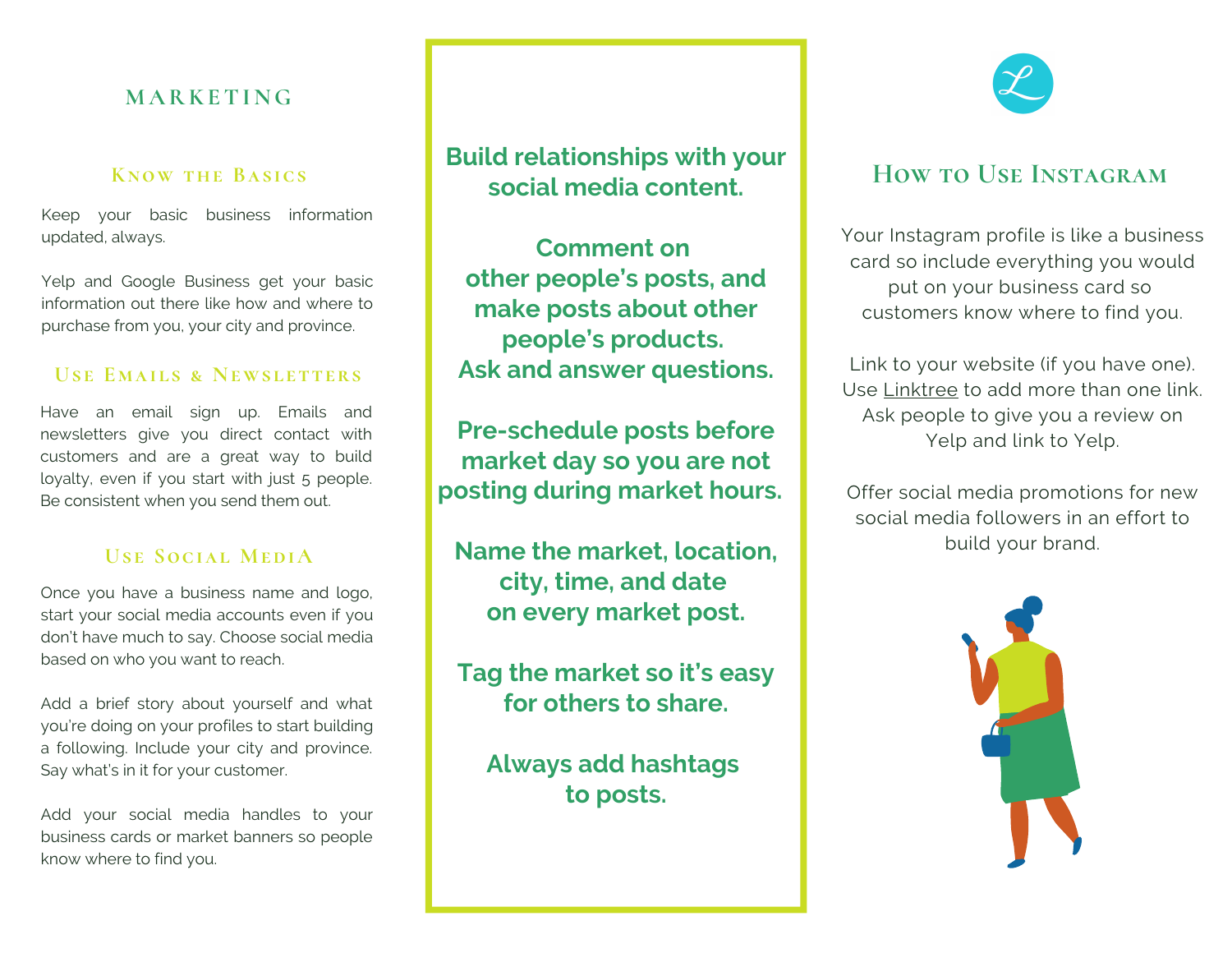# MARKETING

## Know the Basics

Keep your basic business information updated, always.

Yelp and Google Business get your basic information out there like how and where to purchase from you, your city and province.

## Use Emails & Newsletters

Have an email sign up. Emails and newsletters give you direct contact with customers and are a great way to build loyalty, even if you start with just 5 people. Be consistent when you send them out.

## Use Social MediA

Once you have a business name and logo, start your social media accounts even if you don't have much to say. Choose social media based on who you want to reach.

Add a brief story about yourself and what you're doing on your profiles to start building a following. Include your city and province. Say what's in it for your customer.

Add your social media handles to your business cards or market banners so people know where to find you.

**Build relationships with your social media content.**

**Comment on other people's posts, and make posts about other people's products. Ask and answer questions.**

**Pre-schedule posts before market day so you are not posting during market hours.**

**Name the market, location, city, time, and date on every market post.**

**Tag the market so it's easy for others to share.**

**Always add hashtags to posts.**

## How to Use Instagram

Your Instagram profile is like a business card so include everything you would put on your business card so customers know where to find you.

Link to your website (if you have one). Use Linktree to add more than one link. Ask people to give you a review on Yelp and link to Yelp.

Offer social media promotions for new social media followers in an effort to build your brand.